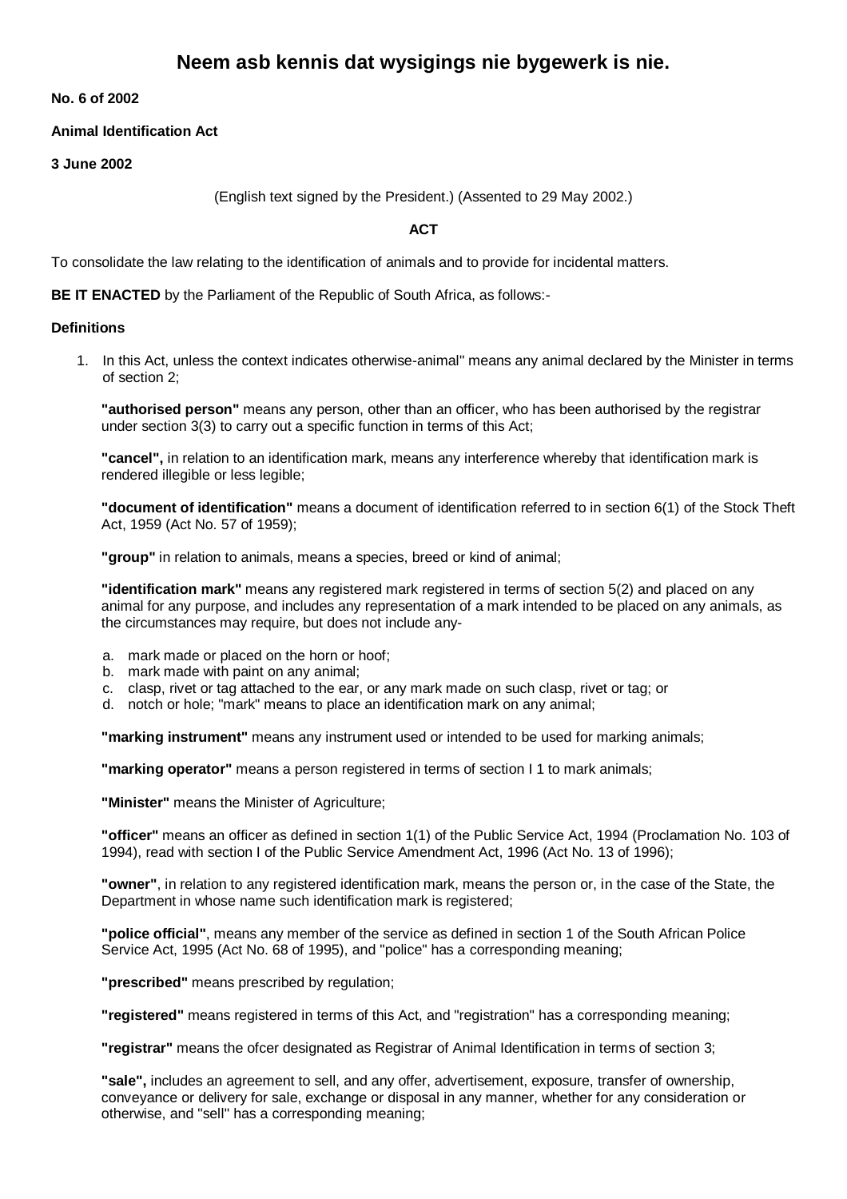# Neem asb kennis dat wysigings nie bygewerk is nie.

**No. 6 of 2002**

**Animal Identification Act**

**3 June 2002**

(English text signed by the President.) (Assented to 29 May 2002.)

**ACT**

To consolidate the law relating to the identification of animals and to provide for incidental matters.

**BE IT ENACTED** by the Parliament of the Republic of South Africa, as follows:-

**Definitions**

1. In this Act, unless the context indicates otherwise-animal" means any animal declared by the Minister in terms of section 2;

   **"authorised person"** means any person, other than an officer, who has been authorised by the registrar under section 3(3) to carry out a specific function in terms of this Act;

   **"cancel",** in relation to an identification mark, means any interference whereby that identification mark is rendered illegible or less legible;

   **"document of identification"** means a document of identification referred to in section 6(1) of the Stock Theft Act, 1959 (Act No. 57 of 1959);

   **"group"** in relation to animals, means a species, breed or kind of animal;

   **"identification mark"** means any registered mark registered in terms of section 5(2) and placed on any animal for any purpose, and includes any representation of a mark intended to be placed on any animals, as the circumstances may require, but does not include any-

   a. mark made or placed on the horn or hoof;
   b. mark made with paint on any animal;
   c. clasp, rivet or tag attached to the ear, or any mark made on such clasp, rivet or tag; or
   d. notch or hole; "mark" means to place an identification mark on any animal;

   **"marking instrument"** means any instrument used or intended to be used for marking animals;

   **"marking operator"** means a person registered in terms of section I 1 to mark animals;

   **"Minister"** means the Minister of Agriculture;

   **"officer"** means an officer as defined in section 1(1) of the Public Service Act, 1994 (Proclamation No. 103 of 1994), read with section I of the Public Service Amendment Act, 1996 (Act No. 13 of 1996);

   **"owner"**, in relation to any registered identification mark, means the person or, in the case of the State, the Department in whose name such identification mark is registered;

   **"police official"**, means any member of the service as defined in section 1 of the South African Police Service Act, 1995 (Act No. 68 of 1995), and "police" has a corresponding meaning;

   **"prescribed"** means prescribed by regulation;

   **"registered"** means registered in terms of this Act, and "registration" has a corresponding meaning;

   **"registrar"** means the ofcer designated as Registrar of Animal Identification in terms of section 3;

   **"sale",** includes an agreement to sell, and any offer, advertisement, exposure, transfer of ownership, conveyance or delivery for sale, exchange or disposal in any manner, whether for any consideration or otherwise, and "sell" has a corresponding meaning;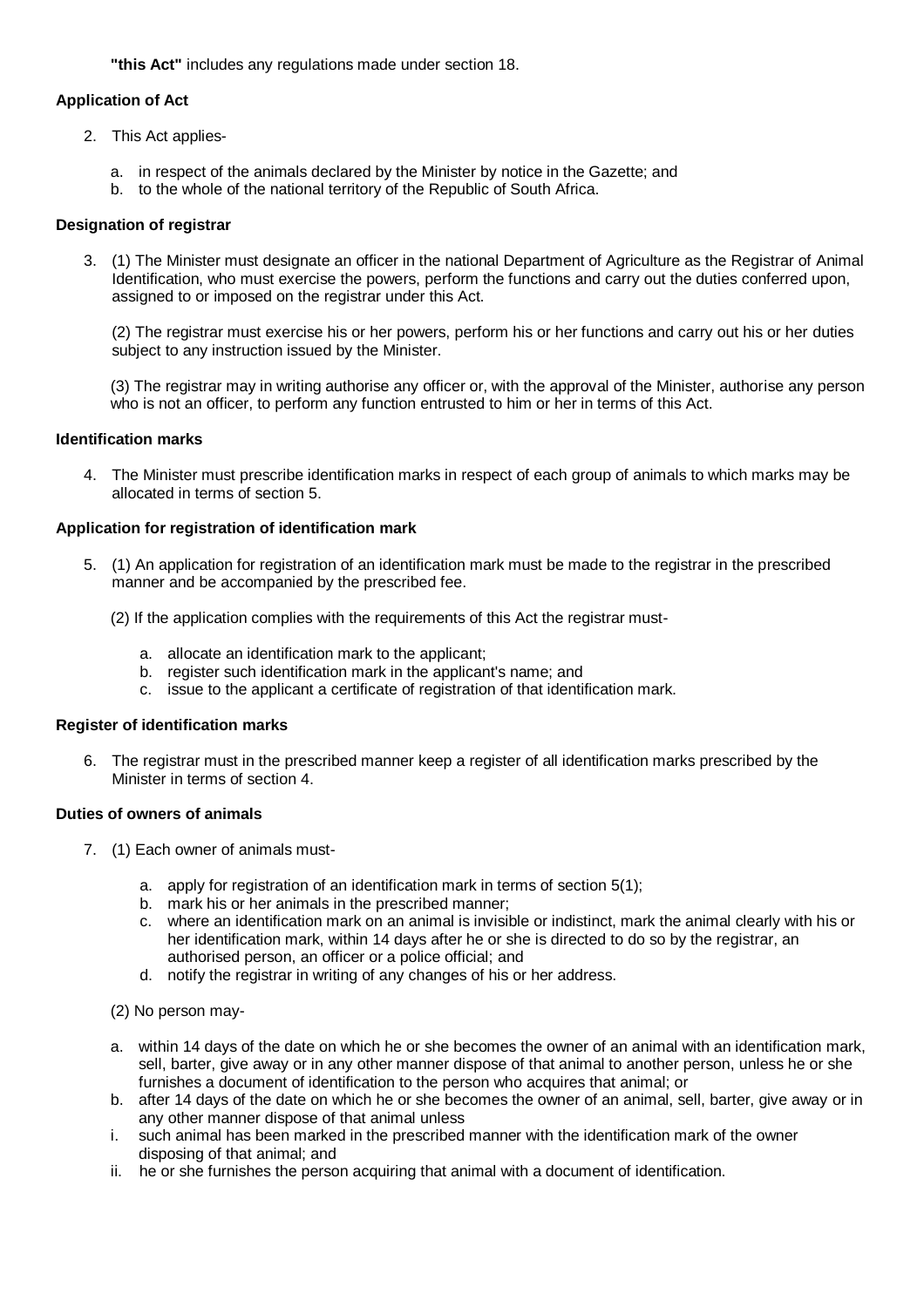**"this Act"** includes any regulations made under section 18.

**Application of Act**

2. This Act applies-

   a. in respect of the animals declared by the Minister by notice in the Gazette; and
   b. to the whole of the national territory of the Republic of South Africa.

**Designation of registrar**

3. (1) The Minister must designate an officer in the national Department of Agriculture as the Registrar of Animal Identification, who must exercise the powers, perform the functions and carry out the duties conferred upon, assigned to or imposed on the registrar under this Act.

   (2) The registrar must exercise his or her powers, perform his or her functions and carry out his or her duties subject to any instruction issued by the Minister.

   (3) The registrar may in writing authorise any officer or, with the approval of the Minister, authorise any person who is not an officer, to perform any function entrusted to him or her in terms of this Act.

**Identification marks**

4. The Minister must prescribe identification marks in respect of each group of animals to which marks may be allocated in terms of section 5.

**Application for registration of identification mark**

5. (1) An application for registration of an identification mark must be made to the registrar in the prescribed manner and be accompanied by the prescribed fee.

   (2) If the application complies with the requirements of this Act the registrar must-

   a. allocate an identification mark to the applicant;
   b. register such identification mark in the applicant's name; and
   c. issue to the applicant a certificate of registration of that identification mark.

**Register of identification marks**

6. The registrar must in the prescribed manner keep a register of all identification marks prescribed by the Minister in terms of section 4.

**Duties of owners of animals**

7. (1) Each owner of animals must-

   a. apply for registration of an identification mark in terms of section 5(1);
   b. mark his or her animals in the prescribed manner;
   c. where an identification mark on an animal is invisible or indistinct, mark the animal clearly with his or her identification mark, within 14 days after he or she is directed to do so by the registrar, an authorised person, an officer or a police official; and
   d. notify the registrar in writing of any changes of his or her address.

   (2) No person may-

   a. within 14 days of the date on which he or she becomes the owner of an animal with an identification mark, sell, barter, give away or in any other manner dispose of that animal to another person, unless he or she furnishes a document of identification to the person who acquires that animal; or
   b. after 14 days of the date on which he or she becomes the owner of an animal, sell, barter, give away or in any other manner dispose of that animal unless
   i. such animal has been marked in the prescribed manner with the identification mark of the owner disposing of that animal; and
   ii. he or she furnishes the person acquiring that animal with a document of identification.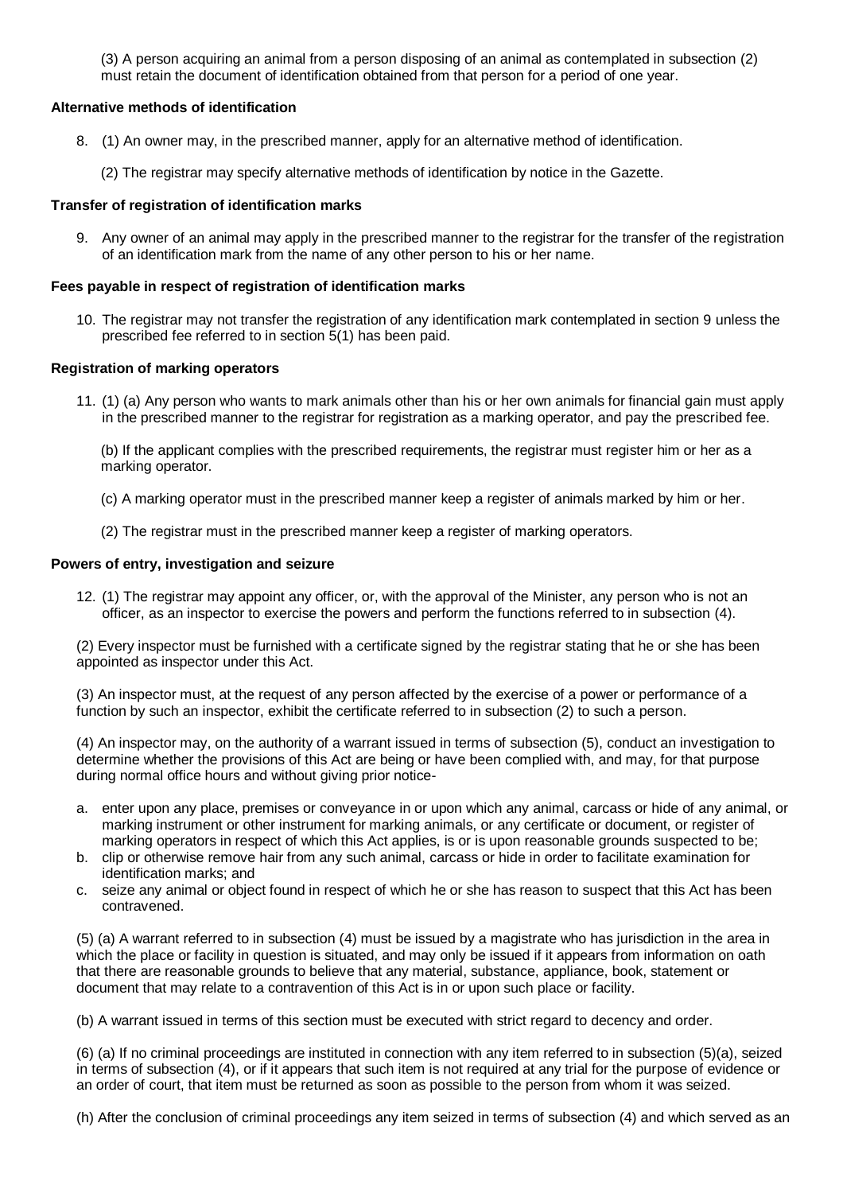(3) A person acquiring an animal from a person disposing of an animal as contemplated in subsection (2) must retain the document of identification obtained from that person for a period of one year.

**Alternative methods of identification**

8. (1) An owner may, in the prescribed manner, apply for an alternative method of identification.

   (2) The registrar may specify alternative methods of identification by notice in the Gazette.

**Transfer of registration of identification marks**

9. Any owner of an animal may apply in the prescribed manner to the registrar for the transfer of the registration of an identification mark from the name of any other person to his or her name.

**Fees payable in respect of registration of identification marks**

10. The registrar may not transfer the registration of any identification mark contemplated in section 9 unless the prescribed fee referred to in section 5(1) has been paid.

**Registration of marking operators**

11. (1) (a) Any person who wants to mark animals other than his or her own animals for financial gain must apply in the prescribed manner to the registrar for registration as a marking operator, and pay the prescribed fee.

    (b) If the applicant complies with the prescribed requirements, the registrar must register him or her as a marking operator.

    (c) A marking operator must in the prescribed manner keep a register of animals marked by him or her.

    (2) The registrar must in the prescribed manner keep a register of marking operators.

**Powers of entry, investigation and seizure**

12. (1) The registrar may appoint any officer, or, with the approval of the Minister, any person who is not an officer, as an inspector to exercise the powers and perform the functions referred to in subsection (4).

(2) Every inspector must be furnished with a certificate signed by the registrar stating that he or she has been appointed as inspector under this Act.

(3) An inspector must, at the request of any person affected by the exercise of a power or performance of a function by such an inspector, exhibit the certificate referred to in subsection (2) to such a person.

(4) An inspector may, on the authority of a warrant issued in terms of subsection (5), conduct an investigation to determine whether the provisions of this Act are being or have been complied with, and may, for that purpose during normal office hours and without giving prior notice-

a. enter upon any place, premises or conveyance in or upon which any animal, carcass or hide of any animal, or marking instrument or other instrument for marking animals, or any certificate or document, or register of marking operators in respect of which this Act applies, is or is upon reasonable grounds suspected to be;
b. clip or otherwise remove hair from any such animal, carcass or hide in order to facilitate examination for identification marks; and
c. seize any animal or object found in respect of which he or she has reason to suspect that this Act has been contravened.

(5) (a) A warrant referred to in subsection (4) must be issued by a magistrate who has jurisdiction in the area in which the place or facility in question is situated, and may only be issued if it appears from information on oath that there are reasonable grounds to believe that any material, substance, appliance, book, statement or document that may relate to a contravention of this Act is in or upon such place or facility.

(b) A warrant issued in terms of this section must be executed with strict regard to decency and order.

(6) (a) If no criminal proceedings are instituted in connection with any item referred to in subsection (5)(a), seized in terms of subsection (4), or if it appears that such item is not required at any trial for the purpose of evidence or an order of court, that item must be returned as soon as possible to the person from whom it was seized.

(h) After the conclusion of criminal proceedings any item seized in terms of subsection (4) and which served as an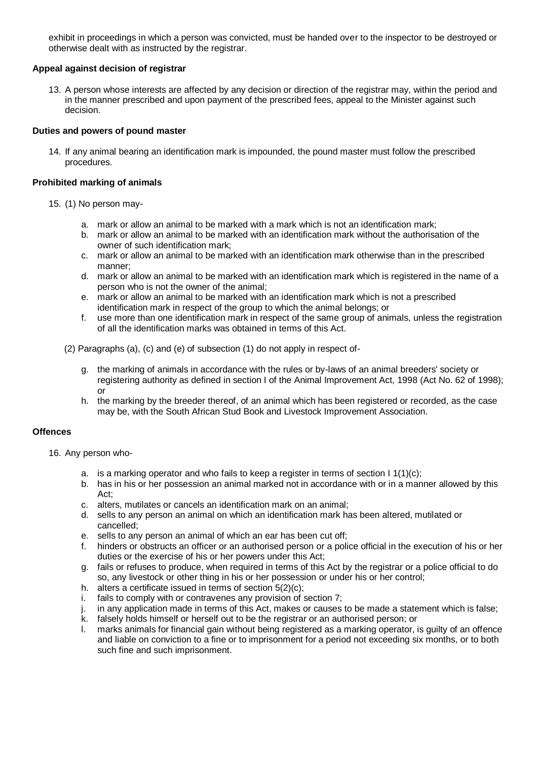exhibit in proceedings in which a person was convicted, must be handed over to the inspector to be destroyed or otherwise dealt with as instructed by the registrar.

**Appeal against decision of registrar**

13. A person whose interests are affected by any decision or direction of the registrar may, within the period and in the manner prescribed and upon payment of the prescribed fees, appeal to the Minister against such decision.

**Duties and powers of pound master**

14. If any animal bearing an identification mark is impounded, the pound master must follow the prescribed procedures.

**Prohibited marking of animals**

15. (1) No person may-

   a. mark or allow an animal to be marked with a mark which is not an identification mark;
   b. mark or allow an animal to be marked with an identification mark without the authorisation of the owner of such identification mark;
   c. mark or allow an animal to be marked with an identification mark otherwise than in the prescribed manner;
   d. mark or allow an animal to be marked with an identification mark which is registered in the name of a person who is not the owner of the animal;
   e. mark or allow an animal to be marked with an identification mark which is not a prescribed identification mark in respect of the group to which the animal belongs; or
   f. use more than one identification mark in respect of the same group of animals, unless the registration of all the identification marks was obtained in terms of this Act.

   (2) Paragraphs (a), (c) and (e) of subsection (1) do not apply in respect of-

   g. the marking of animals in accordance with the rules or by-laws of an animal breeders' society or registering authority as defined in section I of the Animal Improvement Act, 1998 (Act No. 62 of 1998); or
   h. the marking by the breeder thereof, of an animal which has been registered or recorded, as the case may be, with the South African Stud Book and Livestock Improvement Association.

**Offences**

16. Any person who-

   a. is a marking operator and who fails to keep a register in terms of section I 1(1)(c);
   b. has in his or her possession an animal marked not in accordance with or in a manner allowed by this Act;
   c. alters, mutilates or cancels an identification mark on an animal;
   d. sells to any person an animal on which an identification mark has been altered, mutilated or cancelled;
   e. sells to any person an animal of which an ear has been cut off;
   f. hinders or obstructs an officer or an authorised person or a police official in the execution of his or her duties or the exercise of his or her powers under this Act;
   g. fails or refuses to produce, when required in terms of this Act by the registrar or a police official to do so, any livestock or other thing in his or her possession or under his or her control;
   h. alters a certificate issued in terms of section 5(2)(c);
   i. fails to comply with or contravenes any provision of section 7;
   j. in any application made in terms of this Act, makes or causes to be made a statement which is false;
   k. falsely holds himself or herself out to be the registrar or an authorised person; or
   l. marks animals for financial gain without being registered as a marking operator, is guilty of an offence and liable on conviction to a fine or to imprisonment for a period not exceeding six months, or to both such fine and such imprisonment.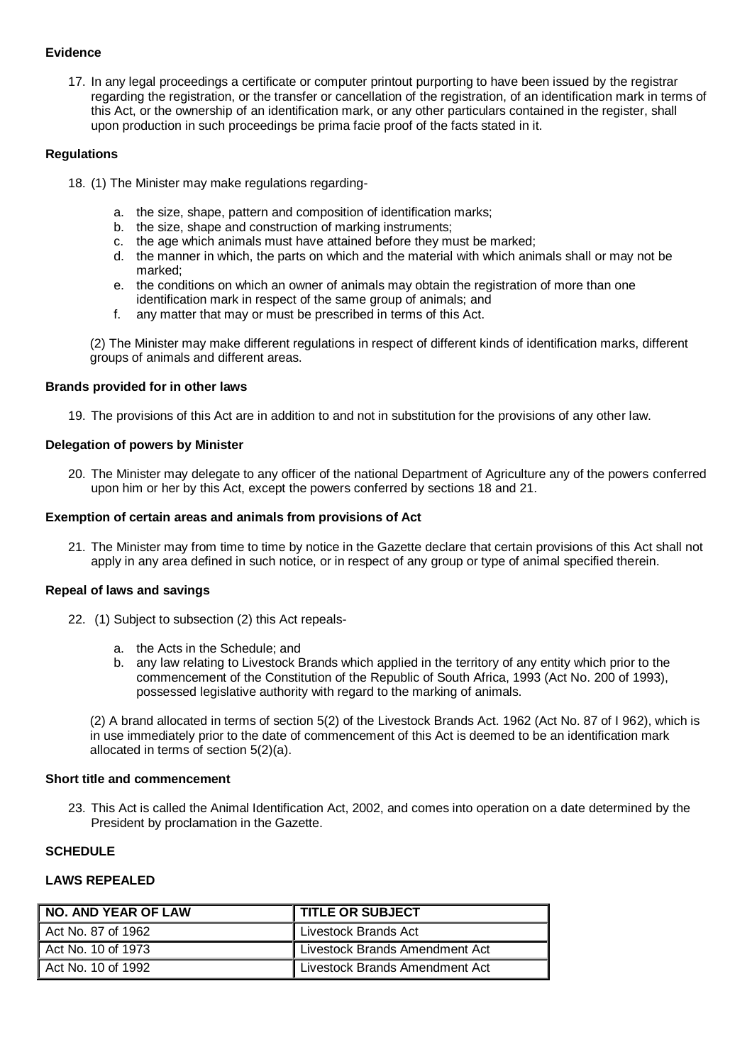**Evidence**

17. In any legal proceedings a certificate or computer printout purporting to have been issued by the registrar regarding the registration, or the transfer or cancellation of the registration, of an identification mark in terms of this Act, or the ownership of an identification mark, or any other particulars contained in the register, shall upon production in such proceedings be prima facie proof of the facts stated in it.

**Regulations**

18. (1) The Minister may make regulations regarding-

    a. the size, shape, pattern and composition of identification marks;
    b. the size, shape and construction of marking instruments;
    c. the age which animals must have attained before they must be marked;
    d. the manner in which, the parts on which and the material with which animals shall or may not be marked;
    e. the conditions on which an owner of animals may obtain the registration of more than one identification mark in respect of the same group of animals; and
    f. any matter that may or must be prescribed in terms of this Act.

    (2) The Minister may make different regulations in respect of different kinds of identification marks, different groups of animals and different areas.

**Brands provided for in other laws**

19. The provisions of this Act are in addition to and not in substitution for the provisions of any other law.

**Delegation of powers by Minister**

20. The Minister may delegate to any officer of the national Department of Agriculture any of the powers conferred upon him or her by this Act, except the powers conferred by sections 18 and 21.

**Exemption of certain areas and animals from provisions of Act**

21. The Minister may from time to time by notice in the Gazette declare that certain provisions of this Act shall not apply in any area defined in such notice, or in respect of any group or type of animal specified therein.

**Repeal of laws and savings**

22. (1) Subject to subsection (2) this Act repeals-

    a. the Acts in the Schedule; and
    b. any law relating to Livestock Brands which applied in the territory of any entity which prior to the commencement of the Constitution of the Republic of South Africa, 1993 (Act No. 200 of 1993), possessed legislative authority with regard to the marking of animals.

    (2) A brand allocated in terms of section 5(2) of the Livestock Brands Act. 1962 (Act No. 87 of I 962), which is in use immediately prior to the date of commencement of this Act is deemed to be an identification mark allocated in terms of section 5(2)(a).

**Short title and commencement**

23. This Act is called the Animal Identification Act, 2002, and comes into operation on a date determined by the President by proclamation in the Gazette.

**SCHEDULE**

**LAWS REPEALED**

| NO. AND YEAR OF LAW | TITLE OR SUBJECT |
|---|---|
| Act No. 87 of 1962 | Livestock Brands Act |
| Act No. 10 of 1973 | Livestock Brands Amendment Act |
| Act No. 10 of 1992 | Livestock Brands Amendment Act |